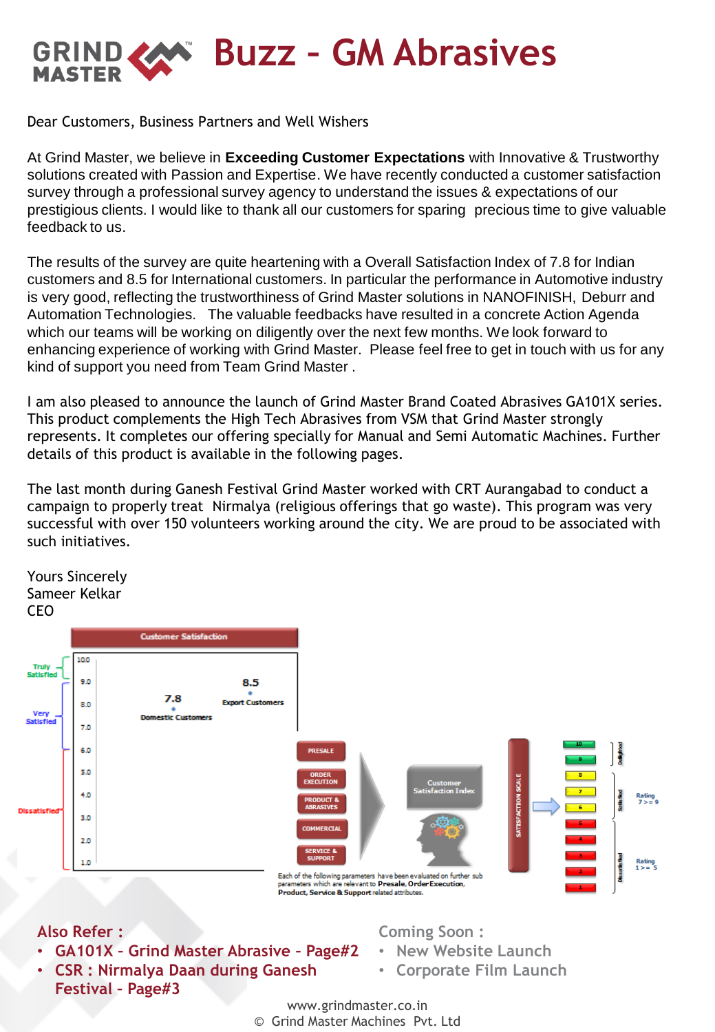# GRIND MASTER Buzz – GM Abrasives

Dear Customers, Business Partners and Well Wishers

At Grind Master, we believe in **Exceeding Customer Expectations** with Innovative & Trustworthy solutions created with Passion and Expertise. We have recently conducted a customer satisfaction survey through a professional survey agency to understand the issues & expectations of our prestigious clients. I would like to thank all our customers for sparing precious time to give valuable feedback to us.

The results of the survey are quite heartening with a Overall Satisfaction Index of 7.8 for Indian customers and 8.5 for International customers. In particular the performance in Automotive industry is very good, reflecting the trustworthiness of Grind Master solutions in NANOFINISH, Deburr and Automation Technologies. The valuable feedbacks have resulted in a concrete Action Agenda which our teams will be working on diligently over the next few months. We look forward to enhancing experience of working with Grind Master. Please feel free to get in touch with us for any kind of support you need from Team Grind Master .

I am also pleased to announce the launch of Grind Master Brand Coated Abrasives GA101X series. This product complements the High Tech Abrasives from VSM that Grind Master strongly represents. It completes our offering specially for Manual and Semi Automatic Machines. Further details of this product is available in the following pages.

The last month during Ganesh Festival Grind Master worked with CRT Aurangabad to conduct a campaign to properly treat Nirmalya (religious offerings that go waste). This program was very successful with over 150 volunteers working around the city. We are proud to be associated with such initiatives.

Yours Sincerely
Sameer Kelkar
CEO

**Customer Satisfaction**

| Category | Score |
|---|---|
| Domestic Customers | 7.8 |
| Export Customers | 8.5 |

Scale: Truly Satisfied (9.0–10.0), Very Satisfied (7.0–9.0), Dissatisfied (1.0–6.0)

PRESALE, ORDER EXECUTION, PRODUCT & ABRASIVES, COMMERCIAL, SERVICE & SUPPORT → Customer Satisfaction Index → SATISFACTION SCALE: 10–9 Delighted; 8–6 Satisfied (Rating 7 >= 9); 5–1 Dissatisfied (Rating 1 >= 5)

Each of the following parameters have been evaluated on further sub parameters which are relevant to **Presale**, **Order Execution**, **Product**, **Service & Support** related attributes.

**Also Refer :**
- GA101X – Grind Master Abrasive – Page#2
- CSR : Nirmalya Daan during Ganesh Festival – Page#3

**Coming Soon :**
- New Website Launch
- Corporate Film Launch

www.grindmaster.co.in
© Grind Master Machines Pvt. Ltd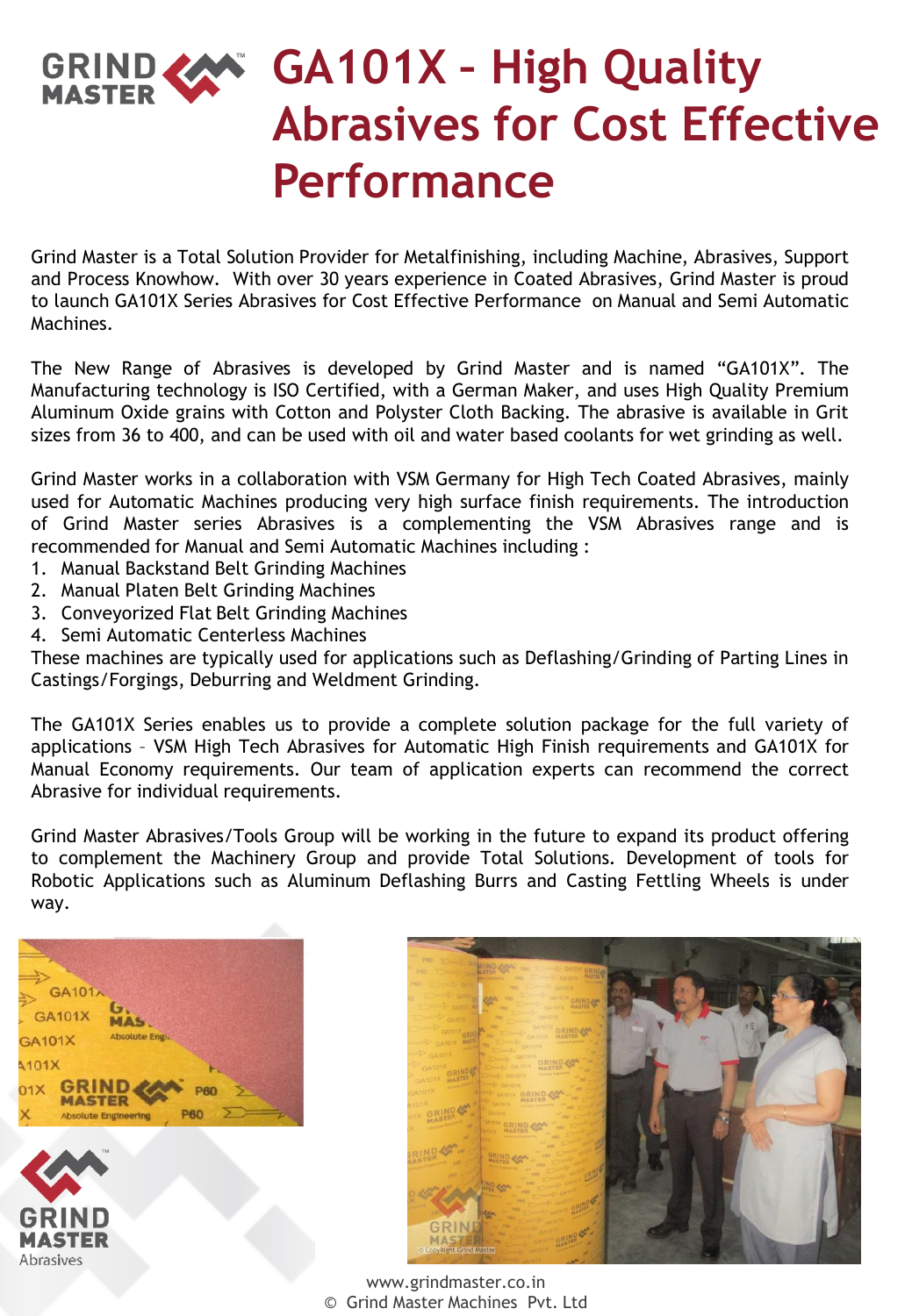# GA101X – High Quality Abrasives for Cost Effective Performance

Grind Master is a Total Solution Provider for Metalfinishing, including Machine, Abrasives, Support and Process Knowhow. With over 30 years experience in Coated Abrasives, Grind Master is proud to launch GA101X Series Abrasives for Cost Effective Performance on Manual and Semi Automatic Machines.

The New Range of Abrasives is developed by Grind Master and is named "GA101X". The Manufacturing technology is ISO Certified, with a German Maker, and uses High Quality Premium Aluminum Oxide grains with Cotton and Polyster Cloth Backing. The abrasive is available in Grit sizes from 36 to 400, and can be used with oil and water based coolants for wet grinding as well.

Grind Master works in a collaboration with VSM Germany for High Tech Coated Abrasives, mainly used for Automatic Machines producing very high surface finish requirements. The introduction of Grind Master series Abrasives is a complementing the VSM Abrasives range and is recommended for Manual and Semi Automatic Machines including :

1. Manual Backstand Belt Grinding Machines
2. Manual Platen Belt Grinding Machines
3. Conveyorized Flat Belt Grinding Machines
4. Semi Automatic Centerless Machines

These machines are typically used for applications such as Deflashing/Grinding of Parting Lines in Castings/Forgings, Deburring and Weldment Grinding.

The GA101X Series enables us to provide a complete solution package for the full variety of applications – VSM High Tech Abrasives for Automatic High Finish requirements and GA101X for Manual Economy requirements. Our team of application experts can recommend the correct Abrasive for individual requirements.

Grind Master Abrasives/Tools Group will be working in the future to expand its product offering to complement the Machinery Group and provide Total Solutions. Development of tools for Robotic Applications such as Aluminum Deflashing Burrs and Casting Fettling Wheels is under way.

www.grindmaster.co.in
© Grind Master Machines Pvt. Ltd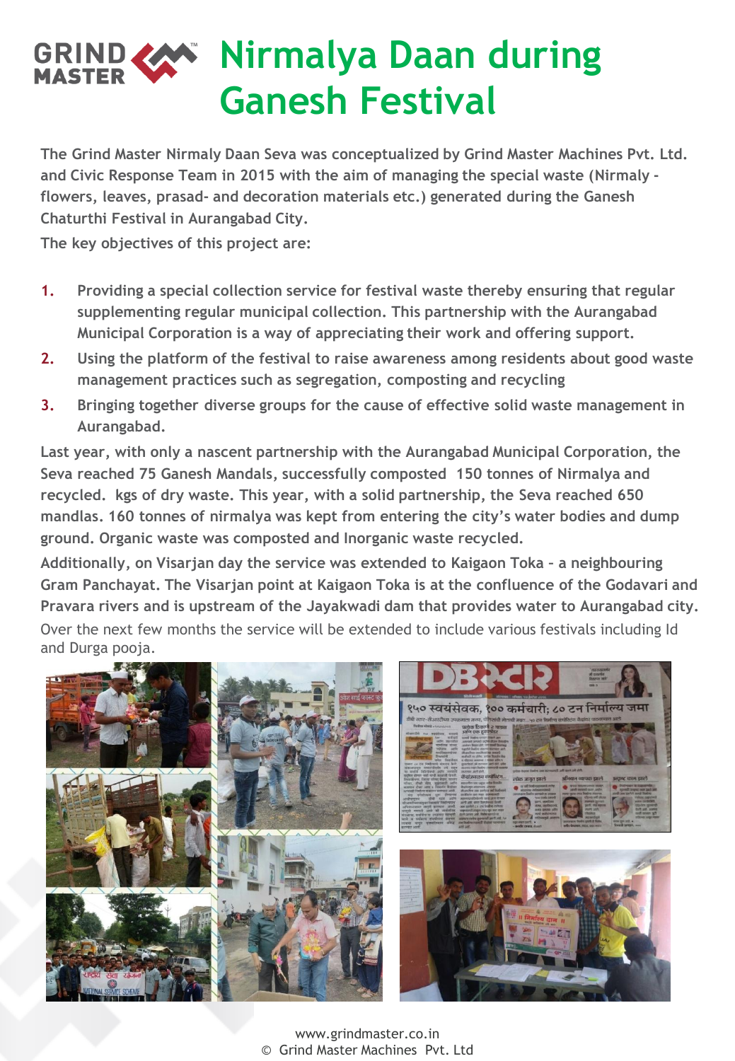# Nirmalya Daan during Ganesh Festival

The Grind Master Nirmaly Daan Seva was conceptualized by Grind Master Machines Pvt. Ltd. and Civic Response Team in 2015 with the aim of managing the special waste (Nirmaly - flowers, leaves, prasad- and decoration materials etc.) generated during the Ganesh Chaturthi Festival in Aurangabad City.

The key objectives of this project are:

1. Providing a special collection service for festival waste thereby ensuring that regular supplementing regular municipal collection. This partnership with the Aurangabad Municipal Corporation is a way of appreciating their work and offering support.
2. Using the platform of the festival to raise awareness among residents about good waste management practices such as segregation, composting and recycling
3. Bringing together diverse groups for the cause of effective solid waste management in Aurangabad.

Last year, with only a nascent partnership with the Aurangabad Municipal Corporation, the Seva reached 75 Ganesh Mandals, successfully composted 150 tonnes of Nirmalya and recycled. kgs of dry waste. This year, with a solid partnership, the Seva reached 650 mandlas. 160 tonnes of nirmalya was kept from entering the city's water bodies and dump ground. Organic waste was composted and Inorganic waste recycled.

Additionally, on Visarjan day the service was extended to Kaigaon Toka – a neighbouring Gram Panchayat. The Visarjan point at Kaigaon Toka is at the confluence of the Godavari and Pravara rivers and is upstream of the Jayakwadi dam that provides water to Aurangabad city.

Over the next few months the service will be extended to include various festivals including Id and Durga pooja.

www.grindmaster.co.in
© Grind Master Machines Pvt. Ltd